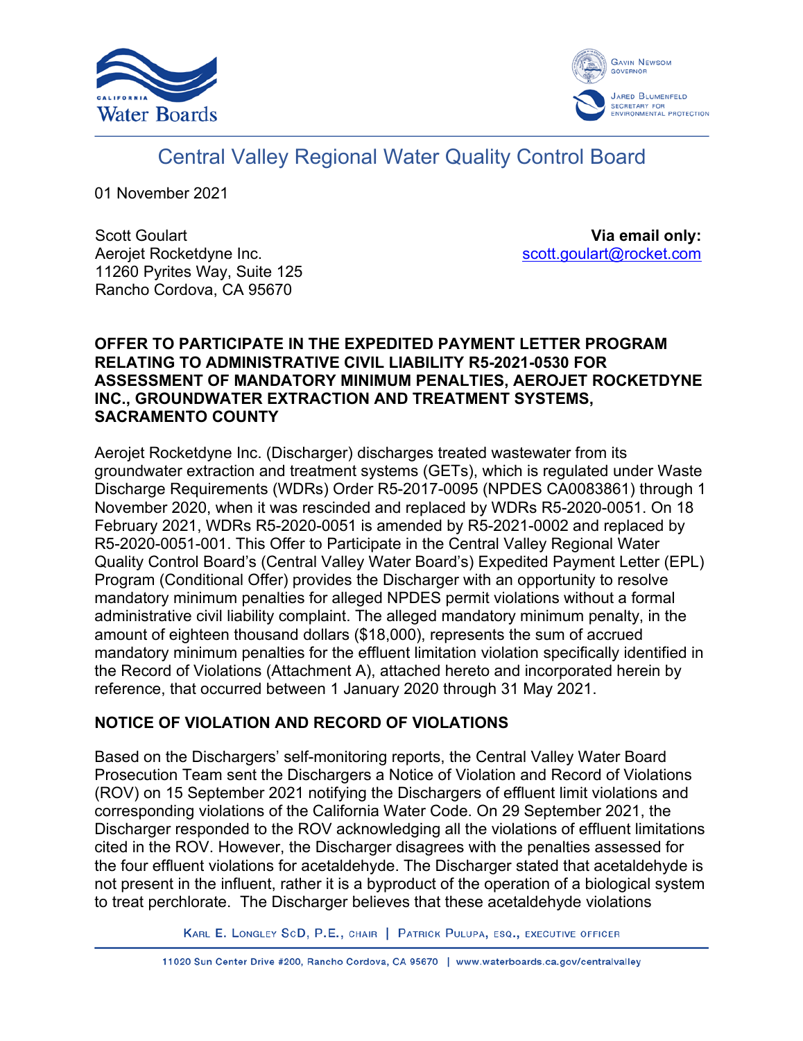Central Valley Regional Water Quality Control Board

01 November 2021

Scott Goulart
Aerojet Rocketdyne Inc.
11260 Pyrites Way, Suite 125
Rancho Cordova, CA 95670

**Via email only:**
scott.goulart@rocket.com

**OFFER TO PARTICIPATE IN THE EXPEDITED PAYMENT LETTER PROGRAM RELATING TO ADMINISTRATIVE CIVIL LIABILITY R5-2021-0530 FOR ASSESSMENT OF MANDATORY MINIMUM PENALTIES, AEROJET ROCKETDYNE INC., GROUNDWATER EXTRACTION AND TREATMENT SYSTEMS, SACRAMENTO COUNTY**

Aerojet Rocketdyne Inc. (Discharger) discharges treated wastewater from its groundwater extraction and treatment systems (GETs), which is regulated under Waste Discharge Requirements (WDRs) Order R5-2017-0095 (NPDES CA0083861) through 1 November 2020, when it was rescinded and replaced by WDRs R5-2020-0051. On 18 February 2021, WDRs R5-2020-0051 is amended by R5-2021-0002 and replaced by R5-2020-0051-001. This Offer to Participate in the Central Valley Regional Water Quality Control Board's (Central Valley Water Board's) Expedited Payment Letter (EPL) Program (Conditional Offer) provides the Discharger with an opportunity to resolve mandatory minimum penalties for alleged NPDES permit violations without a formal administrative civil liability complaint. The alleged mandatory minimum penalty, in the amount of eighteen thousand dollars ($18,000), represents the sum of accrued mandatory minimum penalties for the effluent limitation violation specifically identified in the Record of Violations (Attachment A), attached hereto and incorporated herein by reference, that occurred between 1 January 2020 through 31 May 2021.

## NOTICE OF VIOLATION AND RECORD OF VIOLATIONS

Based on the Dischargers' self-monitoring reports, the Central Valley Water Board Prosecution Team sent the Dischargers a Notice of Violation and Record of Violations (ROV) on 15 September 2021 notifying the Dischargers of effluent limit violations and corresponding violations of the California Water Code. On 29 September 2021, the Discharger responded to the ROV acknowledging all the violations of effluent limitations cited in the ROV. However, the Discharger disagrees with the penalties assessed for the four effluent violations for acetaldehyde. The Discharger stated that acetaldehyde is not present in the influent, rather it is a byproduct of the operation of a biological system to treat perchlorate. The Discharger believes that these acetaldehyde violations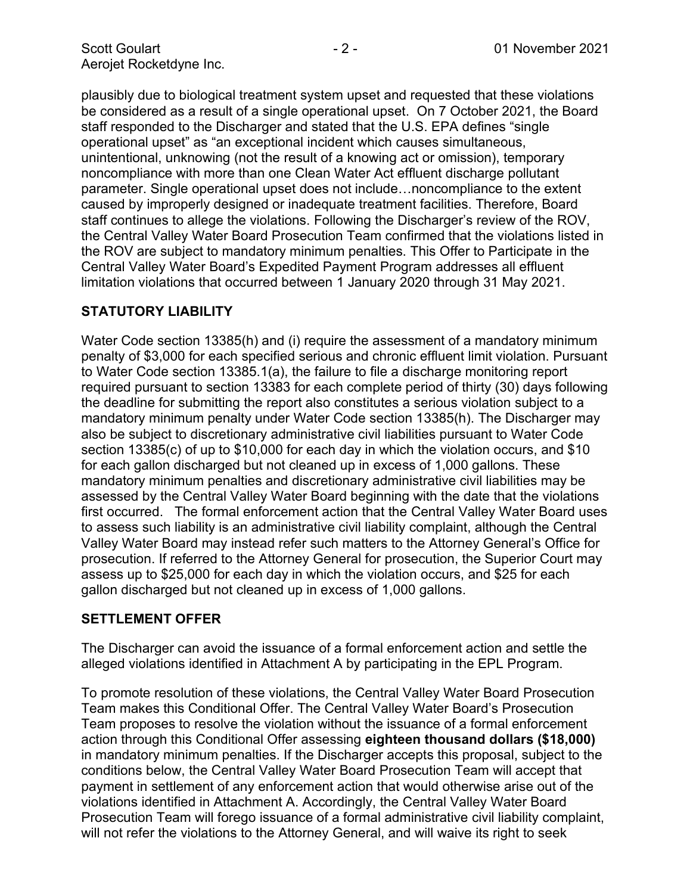plausibly due to biological treatment system upset and requested that these violations be considered as a result of a single operational upset. On 7 October 2021, the Board staff responded to the Discharger and stated that the U.S. EPA defines "single operational upset" as "an exceptional incident which causes simultaneous, unintentional, unknowing (not the result of a knowing act or omission), temporary noncompliance with more than one Clean Water Act effluent discharge pollutant parameter. Single operational upset does not include…noncompliance to the extent caused by improperly designed or inadequate treatment facilities. Therefore, Board staff continues to allege the violations. Following the Discharger's review of the ROV, the Central Valley Water Board Prosecution Team confirmed that the violations listed in the ROV are subject to mandatory minimum penalties. This Offer to Participate in the Central Valley Water Board's Expedited Payment Program addresses all effluent limitation violations that occurred between 1 January 2020 through 31 May 2021.

## STATUTORY LIABILITY

Water Code section 13385(h) and (i) require the assessment of a mandatory minimum penalty of $3,000 for each specified serious and chronic effluent limit violation. Pursuant to Water Code section 13385.1(a), the failure to file a discharge monitoring report required pursuant to section 13383 for each complete period of thirty (30) days following the deadline for submitting the report also constitutes a serious violation subject to a mandatory minimum penalty under Water Code section 13385(h). The Discharger may also be subject to discretionary administrative civil liabilities pursuant to Water Code section 13385(c) of up to $10,000 for each day in which the violation occurs, and $10 for each gallon discharged but not cleaned up in excess of 1,000 gallons. These mandatory minimum penalties and discretionary administrative civil liabilities may be assessed by the Central Valley Water Board beginning with the date that the violations first occurred. The formal enforcement action that the Central Valley Water Board uses to assess such liability is an administrative civil liability complaint, although the Central Valley Water Board may instead refer such matters to the Attorney General's Office for prosecution. If referred to the Attorney General for prosecution, the Superior Court may assess up to $25,000 for each day in which the violation occurs, and $25 for each gallon discharged but not cleaned up in excess of 1,000 gallons.

## SETTLEMENT OFFER

The Discharger can avoid the issuance of a formal enforcement action and settle the alleged violations identified in Attachment A by participating in the EPL Program.

To promote resolution of these violations, the Central Valley Water Board Prosecution Team makes this Conditional Offer. The Central Valley Water Board's Prosecution Team proposes to resolve the violation without the issuance of a formal enforcement action through this Conditional Offer assessing **eighteen thousand dollars ($18,000)** in mandatory minimum penalties. If the Discharger accepts this proposal, subject to the conditions below, the Central Valley Water Board Prosecution Team will accept that payment in settlement of any enforcement action that would otherwise arise out of the violations identified in Attachment A. Accordingly, the Central Valley Water Board Prosecution Team will forego issuance of a formal administrative civil liability complaint, will not refer the violations to the Attorney General, and will waive its right to seek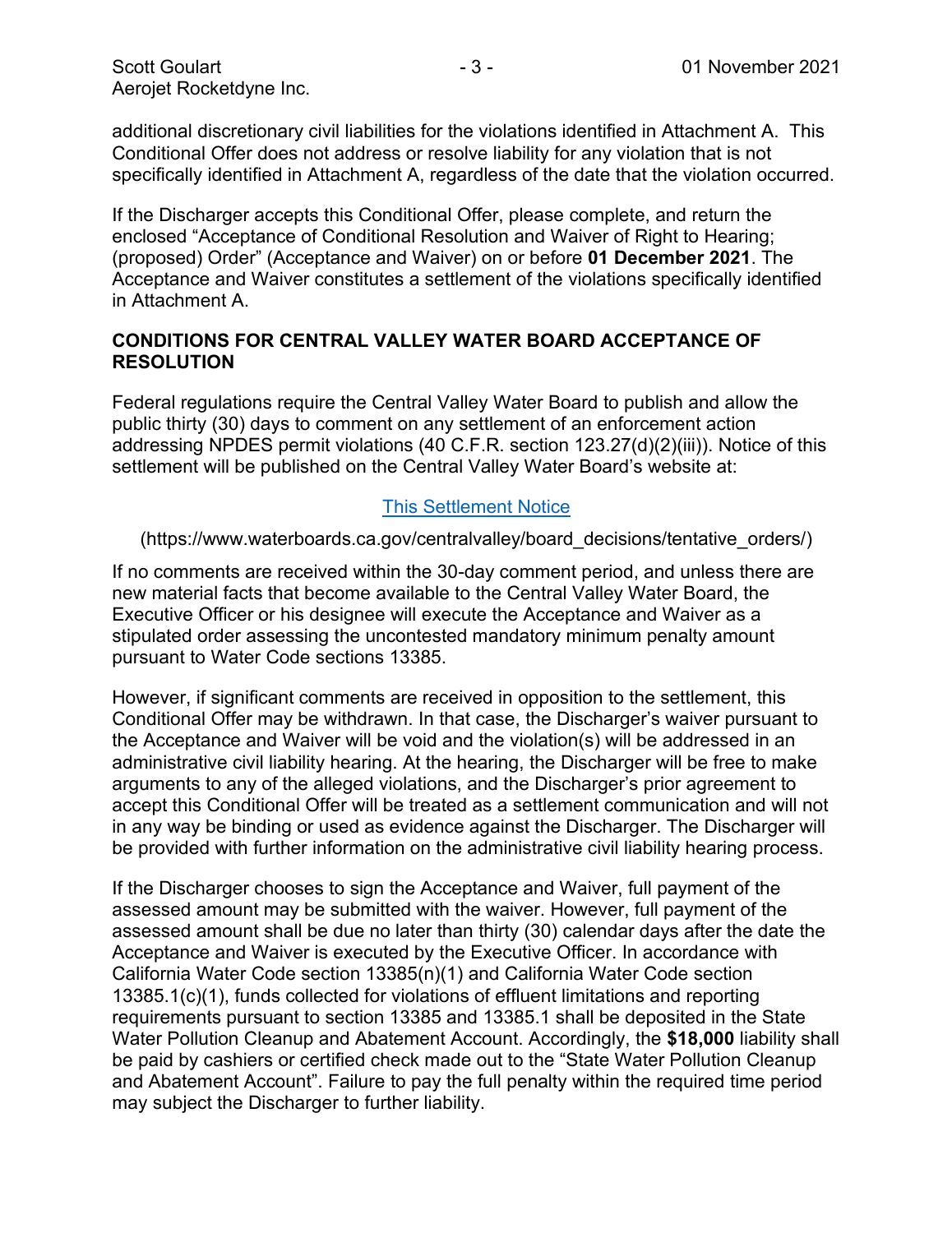additional discretionary civil liabilities for the violations identified in Attachment A. This Conditional Offer does not address or resolve liability for any violation that is not specifically identified in Attachment A, regardless of the date that the violation occurred.

If the Discharger accepts this Conditional Offer, please complete, and return the enclosed "Acceptance of Conditional Resolution and Waiver of Right to Hearing; (proposed) Order" (Acceptance and Waiver) on or before **01 December 2021**. The Acceptance and Waiver constitutes a settlement of the violations specifically identified in Attachment A.

**CONDITIONS FOR CENTRAL VALLEY WATER BOARD ACCEPTANCE OF RESOLUTION**

Federal regulations require the Central Valley Water Board to publish and allow the public thirty (30) days to comment on any settlement of an enforcement action addressing NPDES permit violations (40 C.F.R. section 123.27(d)(2)(iii)). Notice of this settlement will be published on the Central Valley Water Board's website at:

[This Settlement Notice](https://www.waterboards.ca.gov/centralvalley/board_decisions/tentative_orders/)

(https://www.waterboards.ca.gov/centralvalley/board_decisions/tentative_orders/)

If no comments are received within the 30-day comment period, and unless there are new material facts that become available to the Central Valley Water Board, the Executive Officer or his designee will execute the Acceptance and Waiver as a stipulated order assessing the uncontested mandatory minimum penalty amount pursuant to Water Code sections 13385.

However, if significant comments are received in opposition to the settlement, this Conditional Offer may be withdrawn. In that case, the Discharger's waiver pursuant to the Acceptance and Waiver will be void and the violation(s) will be addressed in an administrative civil liability hearing. At the hearing, the Discharger will be free to make arguments to any of the alleged violations, and the Discharger's prior agreement to accept this Conditional Offer will be treated as a settlement communication and will not in any way be binding or used as evidence against the Discharger. The Discharger will be provided with further information on the administrative civil liability hearing process.

If the Discharger chooses to sign the Acceptance and Waiver, full payment of the assessed amount may be submitted with the waiver. However, full payment of the assessed amount shall be due no later than thirty (30) calendar days after the date the Acceptance and Waiver is executed by the Executive Officer. In accordance with California Water Code section 13385(n)(1) and California Water Code section 13385.1(c)(1), funds collected for violations of effluent limitations and reporting requirements pursuant to section 13385 and 13385.1 shall be deposited in the State Water Pollution Cleanup and Abatement Account. Accordingly, the **$18,000** liability shall be paid by cashiers or certified check made out to the "State Water Pollution Cleanup and Abatement Account". Failure to pay the full penalty within the required time period may subject the Discharger to further liability.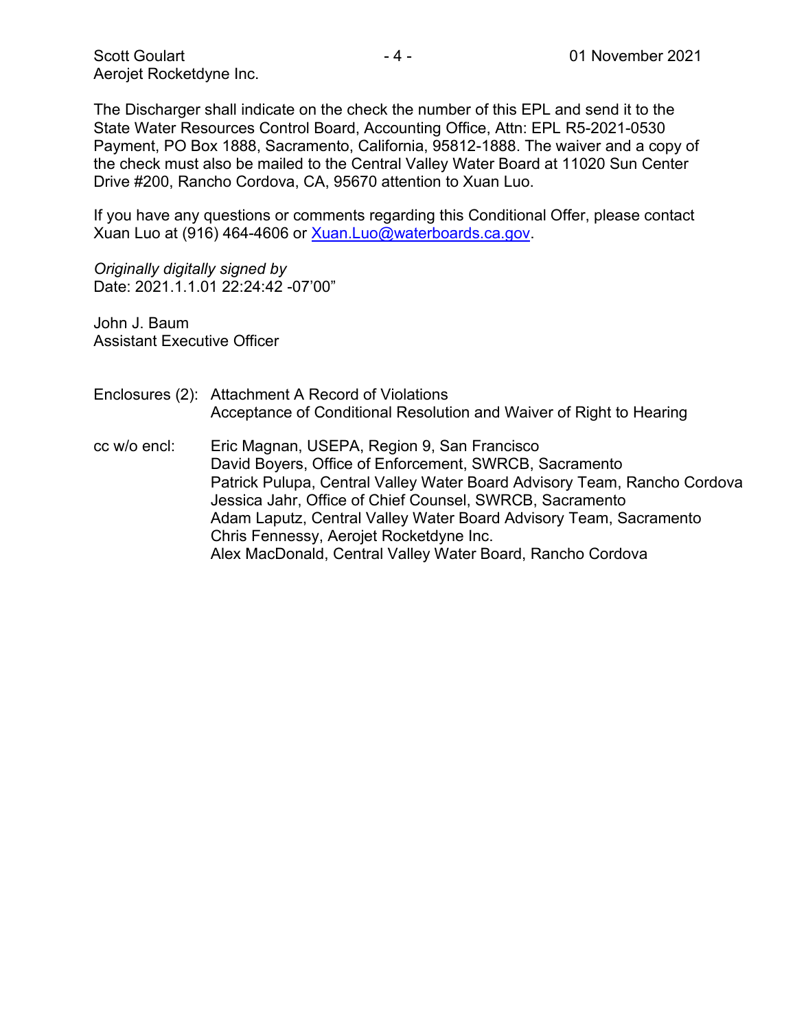The Discharger shall indicate on the check the number of this EPL and send it to the State Water Resources Control Board, Accounting Office, Attn: EPL R5-2021-0530 Payment, PO Box 1888, Sacramento, California, 95812-1888. The waiver and a copy of the check must also be mailed to the Central Valley Water Board at 11020 Sun Center Drive #200, Rancho Cordova, CA, 95670 attention to Xuan Luo.

If you have any questions or comments regarding this Conditional Offer, please contact Xuan Luo at (916) 464-4606 or Xuan.Luo@waterboards.ca.gov.

*Originally digitally signed by*
Date: 2021.1.1.01 22:24:42 -07'00"

John J. Baum
Assistant Executive Officer

Enclosures (2): Attachment A Record of Violations
Acceptance of Conditional Resolution and Waiver of Right to Hearing

cc w/o encl: Eric Magnan, USEPA, Region 9, San Francisco
David Boyers, Office of Enforcement, SWRCB, Sacramento
Patrick Pulupa, Central Valley Water Board Advisory Team, Rancho Cordova
Jessica Jahr, Office of Chief Counsel, SWRCB, Sacramento
Adam Laputz, Central Valley Water Board Advisory Team, Sacramento
Chris Fennessy, Aerojet Rocketdyne Inc.
Alex MacDonald, Central Valley Water Board, Rancho Cordova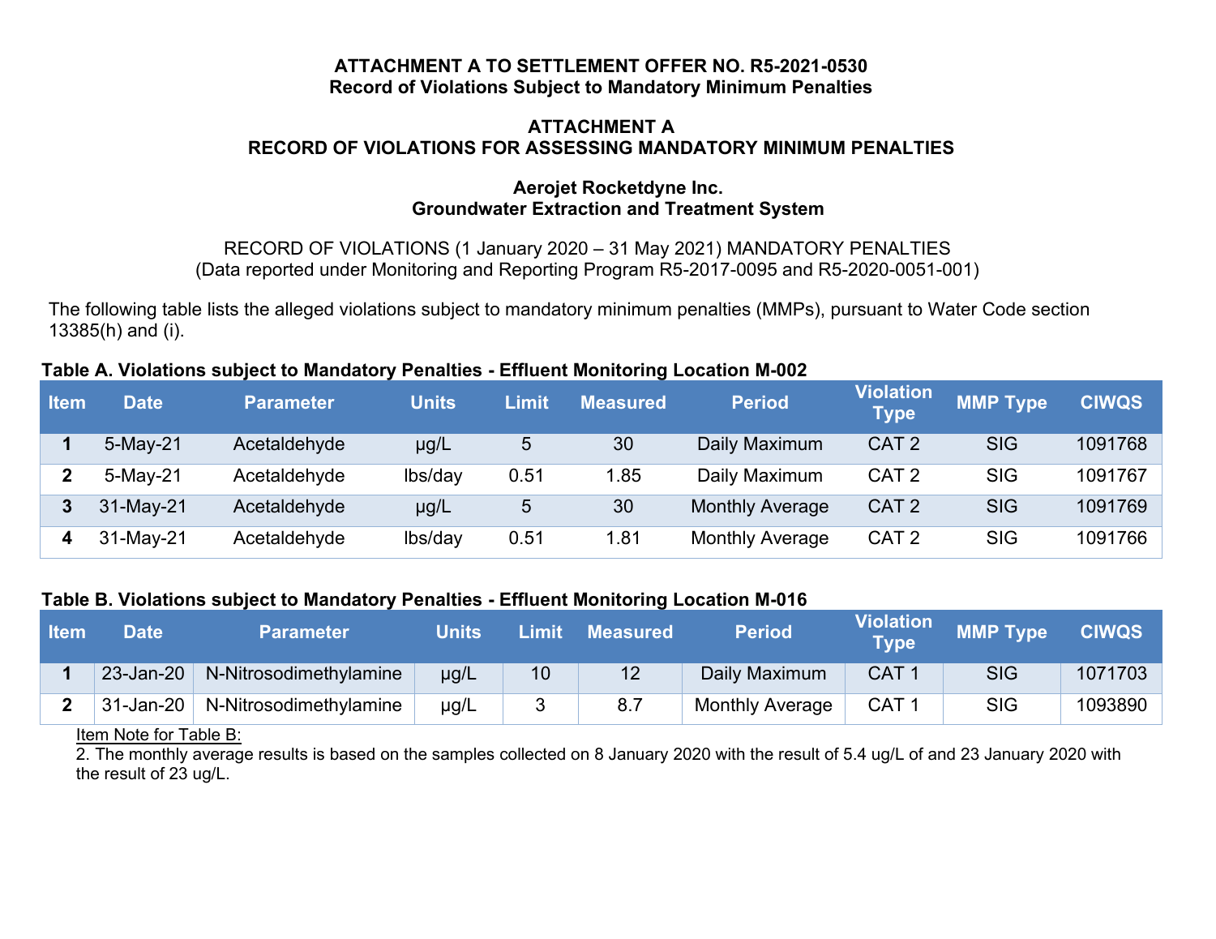**ATTACHMENT A TO SETTLEMENT OFFER NO. R5-2021-0530**
**Record of Violations Subject to Mandatory Minimum Penalties**

## ATTACHMENT A
## RECORD OF VIOLATIONS FOR ASSESSING MANDATORY MINIMUM PENALTIES

### Aerojet Rocketdyne Inc.
### Groundwater Extraction and Treatment System

RECORD OF VIOLATIONS (1 January 2020 – 31 May 2021) MANDATORY PENALTIES
(Data reported under Monitoring and Reporting Program R5-2017-0095 and R5-2020-0051-001)

The following table lists the alleged violations subject to mandatory minimum penalties (MMPs), pursuant to Water Code section 13385(h) and (i).

**Table A. Violations subject to Mandatory Penalties - Effluent Monitoring Location M-002**

| Item | Date | Parameter | Units | Limit | Measured | Period | Violation Type | MMP Type | CIWQS |
|---|---|---|---|---|---|---|---|---|---|
| 1 | 5-May-21 | Acetaldehyde | µg/L | 5 | 30 | Daily Maximum | CAT 2 | SIG | 1091768 |
| 2 | 5-May-21 | Acetaldehyde | lbs/day | 0.51 | 1.85 | Daily Maximum | CAT 2 | SIG | 1091767 |
| 3 | 31-May-21 | Acetaldehyde | µg/L | 5 | 30 | Monthly Average | CAT 2 | SIG | 1091769 |
| 4 | 31-May-21 | Acetaldehyde | lbs/day | 0.51 | 1.81 | Monthly Average | CAT 2 | SIG | 1091766 |

**Table B. Violations subject to Mandatory Penalties - Effluent Monitoring Location M-016**

| Item | Date | Parameter | Units | Limit | Measured | Period | Violation Type | MMP Type | CIWQS |
|---|---|---|---|---|---|---|---|---|---|
| 1 | 23-Jan-20 | N-Nitrosodimethylamine | µg/L | 10 | 12 | Daily Maximum | CAT 1 | SIG | 1071703 |
| 2 | 31-Jan-20 | N-Nitrosodimethylamine | µg/L | 3 | 8.7 | Monthly Average | CAT 1 | SIG | 1093890 |

Item Note for Table B:
2. The monthly average results is based on the samples collected on 8 January 2020 with the result of 5.4 ug/L of and 23 January 2020 with the result of 23 ug/L.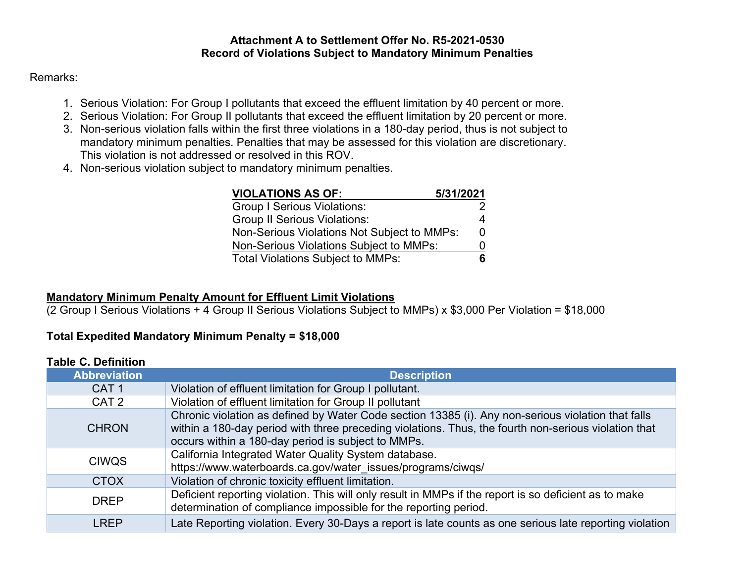**Attachment A to Settlement Offer No. R5-2021-0530**
**Record of Violations Subject to Mandatory Minimum Penalties**

Remarks:

1. Serious Violation: For Group I pollutants that exceed the effluent limitation by 40 percent or more.
2. Serious Violation: For Group II pollutants that exceed the effluent limitation by 20 percent or more.
3. Non-serious violation falls within the first three violations in a 180-day period, thus is not subject to mandatory minimum penalties. Penalties that may be assessed for this violation are discretionary. This violation is not addressed or resolved in this ROV.
4. Non-serious violation subject to mandatory minimum penalties.

| VIOLATIONS AS OF: | 5/31/2021 |
|---|---|
| Group I Serious Violations: | 2 |
| Group II Serious Violations: | 4 |
| Non-Serious Violations Not Subject to MMPs: | 0 |
| Non-Serious Violations Subject to MMPs: | 0 |
| Total Violations Subject to MMPs: | **6** |

**Mandatory Minimum Penalty Amount for Effluent Limit Violations**

(2 Group I Serious Violations + 4 Group II Serious Violations Subject to MMPs) x $3,000 Per Violation = $18,000

**Total Expedited Mandatory Minimum Penalty = $18,000**

**Table C. Definition**

| Abbreviation | Description |
|---|---|
| CAT 1 | Violation of effluent limitation for Group I pollutant. |
| CAT 2 | Violation of effluent limitation for Group II pollutant |
| CHRON | Chronic violation as defined by Water Code section 13385 (i). Any non-serious violation that falls within a 180-day period with three preceding violations. Thus, the fourth non-serious violation that occurs within a 180-day period is subject to MMPs. |
| CIWQS | California Integrated Water Quality System database. https://www.waterboards.ca.gov/water_issues/programs/ciwqs/ |
| CTOX | Violation of chronic toxicity effluent limitation. |
| DREP | Deficient reporting violation. This will only result in MMPs if the report is so deficient as to make determination of compliance impossible for the reporting period. |
| LREP | Late Reporting violation. Every 30-Days a report is late counts as one serious late reporting violation |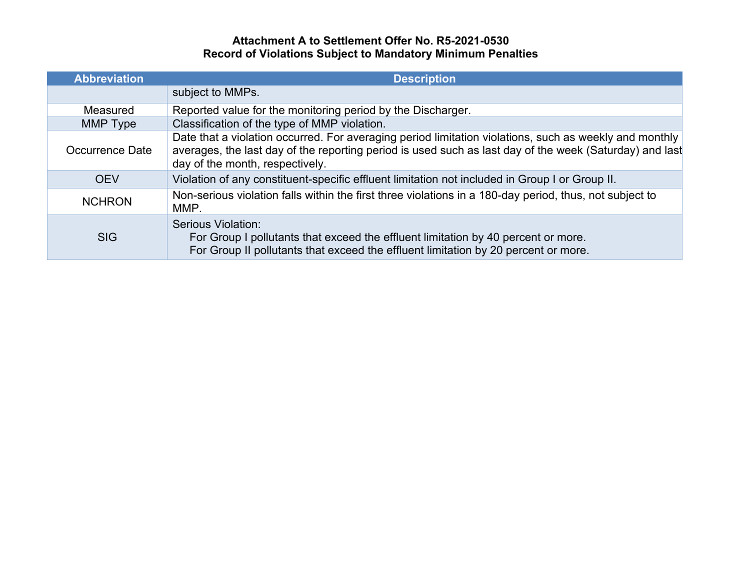**Attachment A to Settlement Offer No. R5-2021-0530**
**Record of Violations Subject to Mandatory Minimum Penalties**

| Abbreviation | Description |
|---|---|
| | subject to MMPs. |
| Measured | Reported value for the monitoring period by the Discharger. |
| MMP Type | Classification of the type of MMP violation. |
| Occurrence Date | Date that a violation occurred. For averaging period limitation violations, such as weekly and monthly averages, the last day of the reporting period is used such as last day of the week (Saturday) and last day of the month, respectively. |
| OEV | Violation of any constituent-specific effluent limitation not included in Group I or Group II. |
| NCHRON | Non-serious violation falls within the first three violations in a 180-day period, thus, not subject to MMP. |
| SIG | Serious Violation: For Group I pollutants that exceed the effluent limitation by 40 percent or more. For Group II pollutants that exceed the effluent limitation by 20 percent or more. |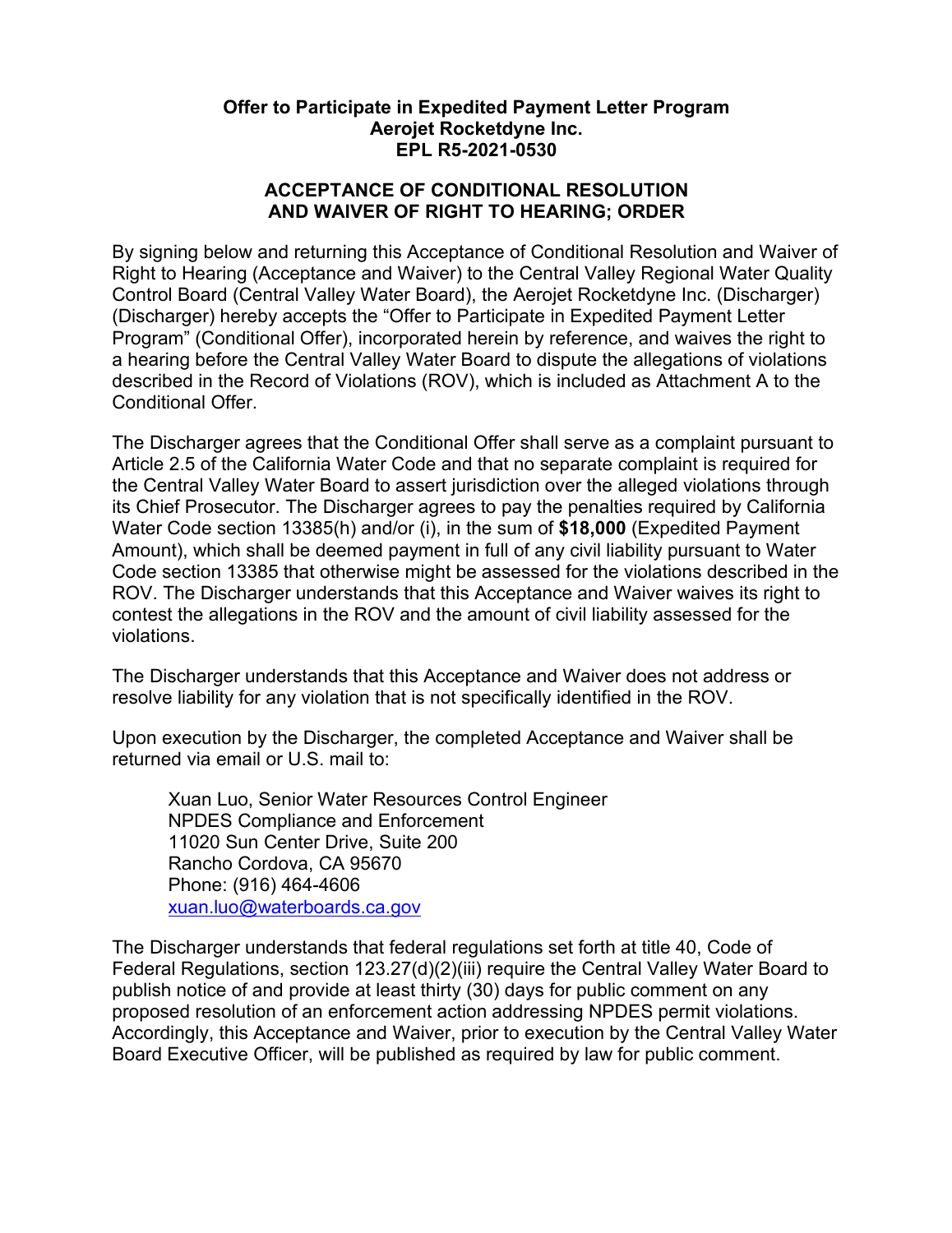**Offer to Participate in Expedited Payment Letter Program**
**Aerojet Rocketdyne Inc.**
**EPL R5-2021-0530**

## ACCEPTANCE OF CONDITIONAL RESOLUTION AND WAIVER OF RIGHT TO HEARING; ORDER

By signing below and returning this Acceptance of Conditional Resolution and Waiver of Right to Hearing (Acceptance and Waiver) to the Central Valley Regional Water Quality Control Board (Central Valley Water Board), the Aerojet Rocketdyne Inc. (Discharger) (Discharger) hereby accepts the "Offer to Participate in Expedited Payment Letter Program" (Conditional Offer), incorporated herein by reference, and waives the right to a hearing before the Central Valley Water Board to dispute the allegations of violations described in the Record of Violations (ROV), which is included as Attachment A to the Conditional Offer.

The Discharger agrees that the Conditional Offer shall serve as a complaint pursuant to Article 2.5 of the California Water Code and that no separate complaint is required for the Central Valley Water Board to assert jurisdiction over the alleged violations through its Chief Prosecutor. The Discharger agrees to pay the penalties required by California Water Code section 13385(h) and/or (i), in the sum of **$18,000** (Expedited Payment Amount), which shall be deemed payment in full of any civil liability pursuant to Water Code section 13385 that otherwise might be assessed for the violations described in the ROV. The Discharger understands that this Acceptance and Waiver waives its right to contest the allegations in the ROV and the amount of civil liability assessed for the violations.

The Discharger understands that this Acceptance and Waiver does not address or resolve liability for any violation that is not specifically identified in the ROV.

Upon execution by the Discharger, the completed Acceptance and Waiver shall be returned via email or U.S. mail to:

Xuan Luo, Senior Water Resources Control Engineer
NPDES Compliance and Enforcement
11020 Sun Center Drive, Suite 200
Rancho Cordova, CA 95670
Phone: (916) 464-4606
xuan.luo@waterboards.ca.gov

The Discharger understands that federal regulations set forth at title 40, Code of Federal Regulations, section 123.27(d)(2)(iii) require the Central Valley Water Board to publish notice of and provide at least thirty (30) days for public comment on any proposed resolution of an enforcement action addressing NPDES permit violations. Accordingly, this Acceptance and Waiver, prior to execution by the Central Valley Water Board Executive Officer, will be published as required by law for public comment.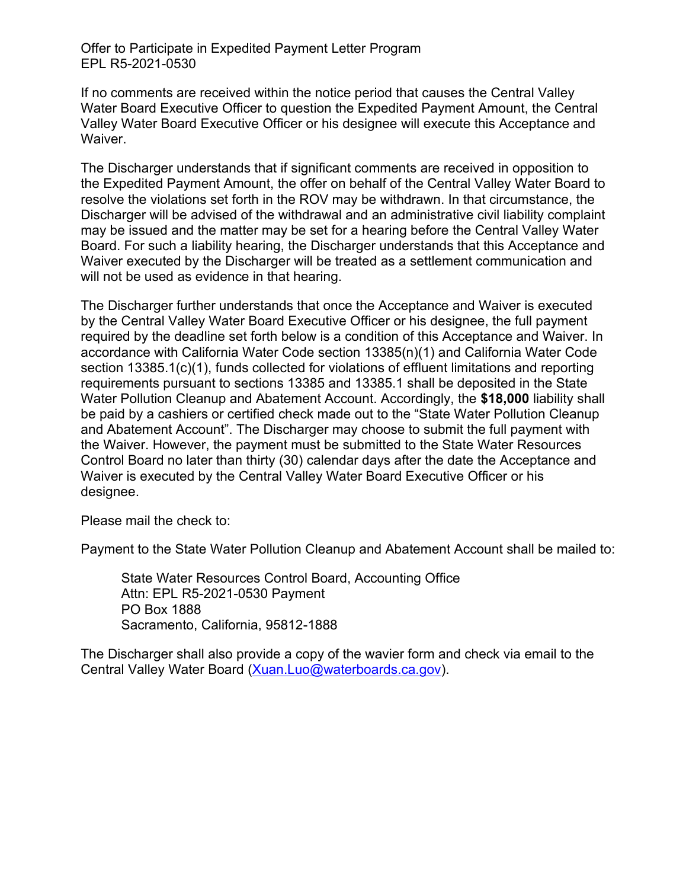If no comments are received within the notice period that causes the Central Valley Water Board Executive Officer to question the Expedited Payment Amount, the Central Valley Water Board Executive Officer or his designee will execute this Acceptance and Waiver.

The Discharger understands that if significant comments are received in opposition to the Expedited Payment Amount, the offer on behalf of the Central Valley Water Board to resolve the violations set forth in the ROV may be withdrawn. In that circumstance, the Discharger will be advised of the withdrawal and an administrative civil liability complaint may be issued and the matter may be set for a hearing before the Central Valley Water Board. For such a liability hearing, the Discharger understands that this Acceptance and Waiver executed by the Discharger will be treated as a settlement communication and will not be used as evidence in that hearing.

The Discharger further understands that once the Acceptance and Waiver is executed by the Central Valley Water Board Executive Officer or his designee, the full payment required by the deadline set forth below is a condition of this Acceptance and Waiver. In accordance with California Water Code section 13385(n)(1) and California Water Code section 13385.1(c)(1), funds collected for violations of effluent limitations and reporting requirements pursuant to sections 13385 and 13385.1 shall be deposited in the State Water Pollution Cleanup and Abatement Account. Accordingly, the **$18,000** liability shall be paid by a cashiers or certified check made out to the "State Water Pollution Cleanup and Abatement Account". The Discharger may choose to submit the full payment with the Waiver. However, the payment must be submitted to the State Water Resources Control Board no later than thirty (30) calendar days after the date the Acceptance and Waiver is executed by the Central Valley Water Board Executive Officer or his designee.

Please mail the check to:

Payment to the State Water Pollution Cleanup and Abatement Account shall be mailed to:

> State Water Resources Control Board, Accounting Office
> Attn: EPL R5-2021-0530 Payment
> PO Box 1888
> Sacramento, California, 95812-1888

The Discharger shall also provide a copy of the wavier form and check via email to the Central Valley Water Board (Xuan.Luo@waterboards.ca.gov).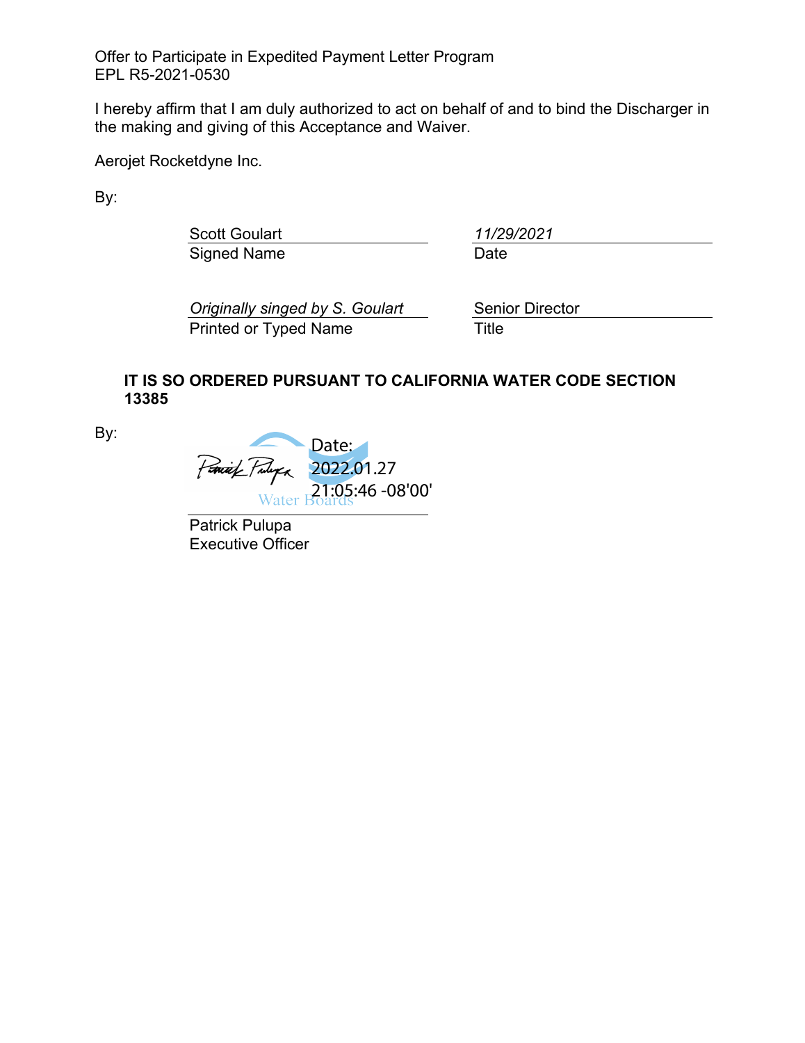Offer to Participate in Expedited Payment Letter Program
EPL R5-2021-0530

I hereby affirm that I am duly authorized to act on behalf of and to bind the Discharger in the making and giving of this Acceptance and Waiver.

Aerojet Rocketdyne Inc.

By:

| | |
|---|---|
| Scott Goulart | *11/29/2021* |
| Signed Name | Date |
| *Originally singed by S. Goulart* | Senior Director |
| Printed or Typed Name | Title |

**IT IS SO ORDERED PURSUANT TO CALIFORNIA WATER CODE SECTION 13385**

By:

Date: 2022.01.27 21:05:46 -08'00'

Patrick Pulupa
Executive Officer